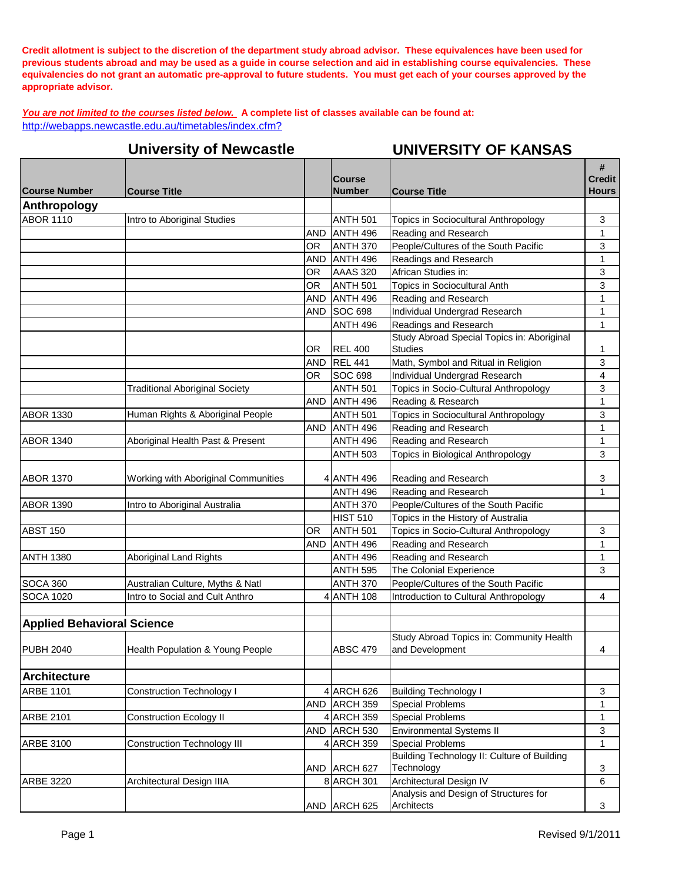**Credit allotment is subject to the discretion of the department study abroad advisor. These equivalences have been used for previous students abroad and may be used as a guide in course selection and aid in establishing course equivalencies. These equivalencies do not grant an automatic pre-approval to future students. You must get each of your courses approved by the appropriate advisor.**

***You are not limited to the courses listed below.*** **A complete list of classes available can be found at:**
http://webapps.newcastle.edu.au/timetables/index.cfm?

| University of Newcastle | | | UNIVERSITY OF KANSAS | | |
|---|---|---|---|---|---|
| **Course Number** | **Course Title** | | **Course Number** | **Course Title** | **# Credit Hours** |
| **Anthropology** | | | | | |
| ABOR 1110 | Intro to Aboriginal Studies | | ANTH 501 | Topics in Sociocultural Anthropology | 3 |
| | | AND | ANTH 496 | Reading and Research | 1 |
| | | OR | ANTH 370 | People/Cultures of the South Pacific | 3 |
| | | AND | ANTH 496 | Readings and Research | 1 |
| | | OR | AAAS 320 | African Studies in: | 3 |
| | | OR | ANTH 501 | Topics in Sociocultural Anth | 3 |
| | | AND | ANTH 496 | Reading and Research | 1 |
| | | AND | SOC 698 | Individual Undergrad Research | 1 |
| | | | ANTH 496 | Readings and Research | 1 |
| | | OR | REL 400 | Study Abroad Special Topics in: Aboriginal Studies | 1 |
| | | AND | REL 441 | Math, Symbol and Ritual in Religion | 3 |
| | | OR | SOC 698 | Individual Undergrad Research | 4 |
| | Traditional Aboriginal Society | | ANTH 501 | Topics in Socio-Cultural Anthropology | 3 |
| | | AND | ANTH 496 | Reading & Research | 1 |
| ABOR 1330 | Human Rights & Aboriginal People | | ANTH 501 | Topics in Sociocultural Anthropology | 3 |
| | | AND | ANTH 496 | Reading and Research | 1 |
| ABOR 1340 | Aboriginal Health Past & Present | | ANTH 496 | Reading and Research | 1 |
| | | | ANTH 503 | Topics in Biological Anthropology | 3 |
| ABOR 1370 | Working with Aboriginal Communities | 4 | ANTH 496 | Reading and Research | 3 |
| | | | ANTH 496 | Reading and Research | 1 |
| ABOR 1390 | Intro to Aboriginal Australia | | ANTH 370 | People/Cultures of the South Pacific | |
| | | | HIST 510 | Topics in the History of Australia | |
| ABST 150 | | OR | ANTH 501 | Topics in Socio-Cultural Anthropology | 3 |
| | | AND | ANTH 496 | Reading and Research | 1 |
| ANTH 1380 | Aboriginal Land Rights | | ANTH 496 | Reading and Research | 1 |
| | | | ANTH 595 | The Colonial Experience | 3 |
| SOCA 360 | Australian Culture, Myths & Natl | | ANTH 370 | People/Cultures of the South Pacific | |
| SOCA 1020 | Intro to Social and Cult Anthro | 4 | ANTH 108 | Introduction to Cultural Anthropology | 4 |
| | | | | | |
| **Applied Behavioral Science** | | | | | |
| PUBH 2040 | Health Population & Young People | | ABSC 479 | Study Abroad Topics in: Community Health and Development | 4 |
| | | | | | |
| **Architecture** | | | | | |
| ARBE 1101 | Construction Technology I | 4 | ARCH 626 | Building Technology I | 3 |
| | | AND | ARCH 359 | Special Problems | 1 |
| ARBE 2101 | Construction Ecology II | 4 | ARCH 359 | Special Problems | 1 |
| | | AND | ARCH 530 | Environmental Systems II | 3 |
| ARBE 3100 | Construction Technology III | 4 | ARCH 359 | Special Problems | 1 |
| | | AND | ARCH 627 | Building Technology II: Culture of Building Technology | 3 |
| ARBE 3220 | Architectural Design IIIA | 8 | ARCH 301 | Architectural Design IV | 6 |
| | | AND | ARCH 625 | Analysis and Design of Structures for Architects | 3 |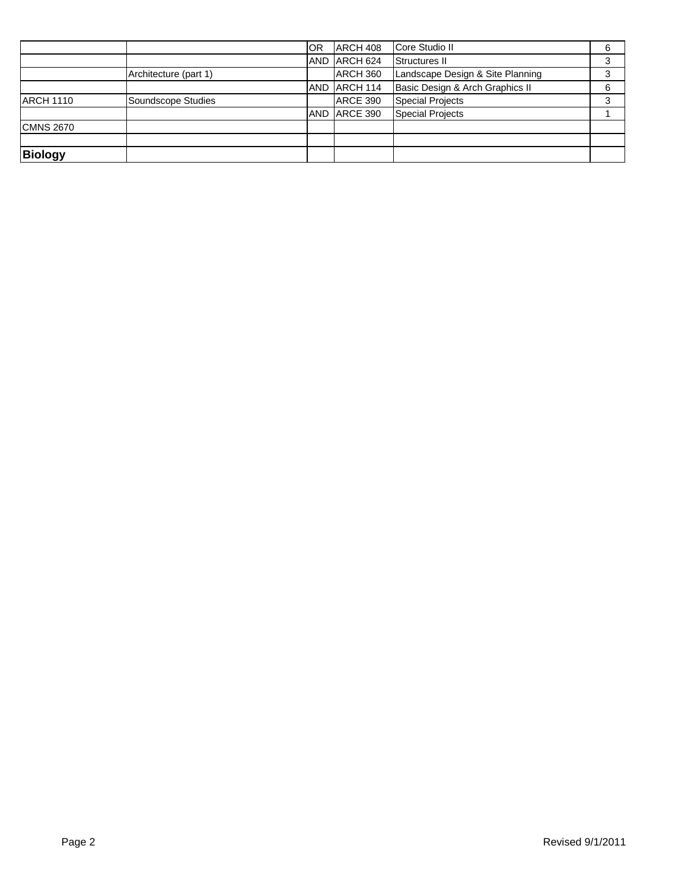| | | | | | |
|---|---|---|---|---|---|
| | | OR | ARCH 408 | Core Studio II | 6 |
| | | AND | ARCH 624 | Structures II | 3 |
| | Architecture (part 1) | | ARCH 360 | Landscape Design & Site Planning | 3 |
| | | AND | ARCH 114 | Basic Design & Arch Graphics II | 6 |
| ARCH 1110 | Soundscope Studies | | ARCE 390 | Special Projects | 3 |
| | | AND | ARCE 390 | Special Projects | 1 |
| CMNS 2670 | | | | | |
| | | | | | |
| **Biology** | | | | | |

Revised 9/1/2011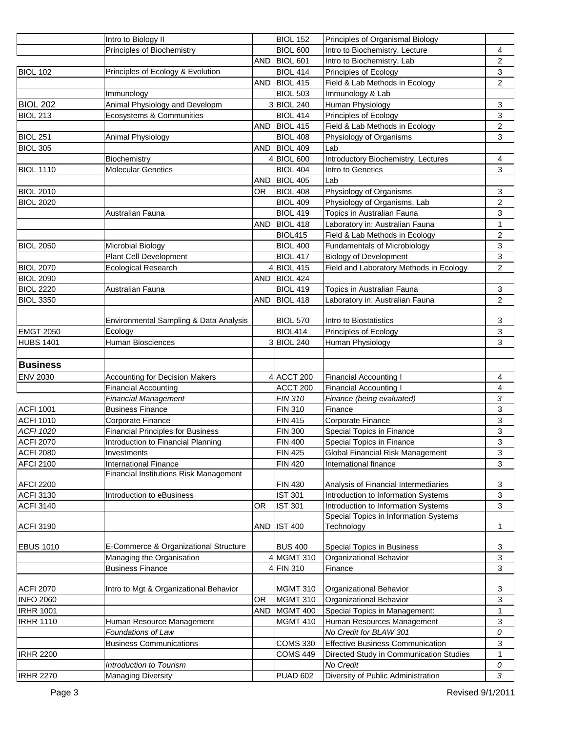| | | | | | |
|---|---|---|---|---|---|
| | Intro to Biology II | | BIOL 152 | Principles of Organismal Biology | |
| | Principles of Biochemistry | | BIOL 600 | Intro to Biochemistry, Lecture | 4 |
| | | AND | BIOL 601 | Intro to Biochemistry, Lab | 2 |
| BIOL 102 | Principles of Ecology & Evolution | | BIOL 414 | Principles of Ecology | 3 |
| | | AND | BIOL 415 | Field & Lab Methods in Ecology | 2 |
| | Immunology | | BIOL 503 | Immunology & Lab | |
| BIOL 202 | Animal Physiology and Developm | 3 | BIOL 240 | Human Physiology | 3 |
| BIOL 213 | Ecosystems & Communities | | BIOL 414 | Principles of Ecology | 3 |
| | | AND | BIOL 415 | Field & Lab Methods in Ecology | 2 |
| BIOL 251 | Animal Physiology | | BIOL 408 | Physiology of Organisms | 3 |
| BIOL 305 | | AND | BIOL 409 | Lab | |
| | Biochemistry | 4 | BIOL 600 | Introductory Biochemistry, Lectures | 4 |
| BIOL 1110 | Molecular Genetics | | BIOL 404 | Intro to Genetics | 3 |
| | | AND | BIOL 405 | Lab | |
| BIOL 2010 | | OR | BIOL 408 | Physiology of Organisms | 3 |
| BIOL 2020 | | | BIOL 409 | Physiology of Organisms, Lab | 2 |
| | Australian Fauna | | BIOL 419 | Topics in Australian Fauna | 3 |
| | | AND | BIOL 418 | Laboratory in: Australian Fauna | 1 |
| | | | BIOL415 | Field & Lab Methods in Ecology | 2 |
| BIOL 2050 | Microbial Biology | | BIOL 400 | Fundamentals of Microbiology | 3 |
| | Plant Cell Development | | BIOL 417 | Biology of Development | 3 |
| BIOL 2070 | Ecological Research | 4 | BIOL 415 | Field and Laboratory Methods in Ecology | 2 |
| BIOL 2090 | | AND | BIOL 424 | | |
| BIOL 2220 | Australian Fauna | | BIOL 419 | Topics in Australian Fauna | 3 |
| BIOL 3350 | | AND | BIOL 418 | Laboratory in: Australian Fauna | 2 |
| | Environmental Sampling & Data Analysis | | BIOL 570 | Intro to Biostatistics | 3 |
| EMGT 2050 | Ecology | | BIOL414 | Principles of Ecology | 3 |
| HUBS 1401 | Human Biosciences | 3 | BIOL 240 | Human Physiology | 3 |
| | | | | | |
| **Business** | | | | | |
| ENV 2030 | Accounting for Decision Makers | 4 | ACCT 200 | Financial Accounting I | 4 |
| | Financial Accounting | | ACCT 200 | Financial Accounting I | 4 |
| | *Financial Management* | | *FIN 310* | *Finance (being evaluated)* | *3* |
| ACFI 1001 | Business Finance | | FIN 310 | Finance | 3 |
| ACFI 1010 | Corporate Finance | | FIN 415 | Corporate Finance | 3 |
| *ACFI 1020* | Financial Principles for Business | | FIN 300 | Special Topics in Finance | 3 |
| ACFI 2070 | Introduction to Financial Planning | | FIN 400 | Special Topics in Finance | 3 |
| ACFI 2080 | Investments | | FIN 425 | Global Financial Risk Management | 3 |
| AFCI 2100 | International Finance | | FIN 420 | International finance | 3 |
| AFCI 2200 | Financial Institutions Risk Management | | FIN 430 | Analysis of Financial Intermediaries | 3 |
| ACFI 3130 | Introduction to eBusiness | | IST 301 | Introduction to Information Systems | 3 |
| ACFI 3140 | | OR | IST 301 | Introduction to Information Systems | 3 |
| ACFI 3190 | | AND | IST 400 | Special Topics in Information Systems Technology | 1 |
| EBUS 1010 | E-Commerce & Organizational Structure | | BUS 400 | Special Topics in Business | 3 |
| | Managing the Organisation | 4 | MGMT 310 | Organizational Behavior | 3 |
| | Business Finance | 4 | FIN 310 | Finance | 3 |
| ACFI 2070 | Intro to Mgt & Organizational Behavior | | MGMT 310 | Organizational Behavior | 3 |
| INFO 2060 | | OR | MGMT 310 | Organizational Behavior | 3 |
| IRHR 1001 | | AND | MGMT 400 | Special Topics in Management: | 1 |
| IRHR 1110 | Human Resource Management | | MGMT 410 | Human Resources Management | 3 |
| | *Foundations of Law* | | | *No Credit for BLAW 301* | *0* |
| | Business Communications | | COMS 330 | Effective Business Communication | 3 |
| IRHR 2200 | | | COMS 449 | Directed Study in Communication Studies | 1 |
| | *Introduction to Tourism* | | | *No Credit* | *0* |
| IRHR 2270 | Managing Diversity | | PUAD 602 | Diversity of Public Administration | *3* |

Revised 9/1/2011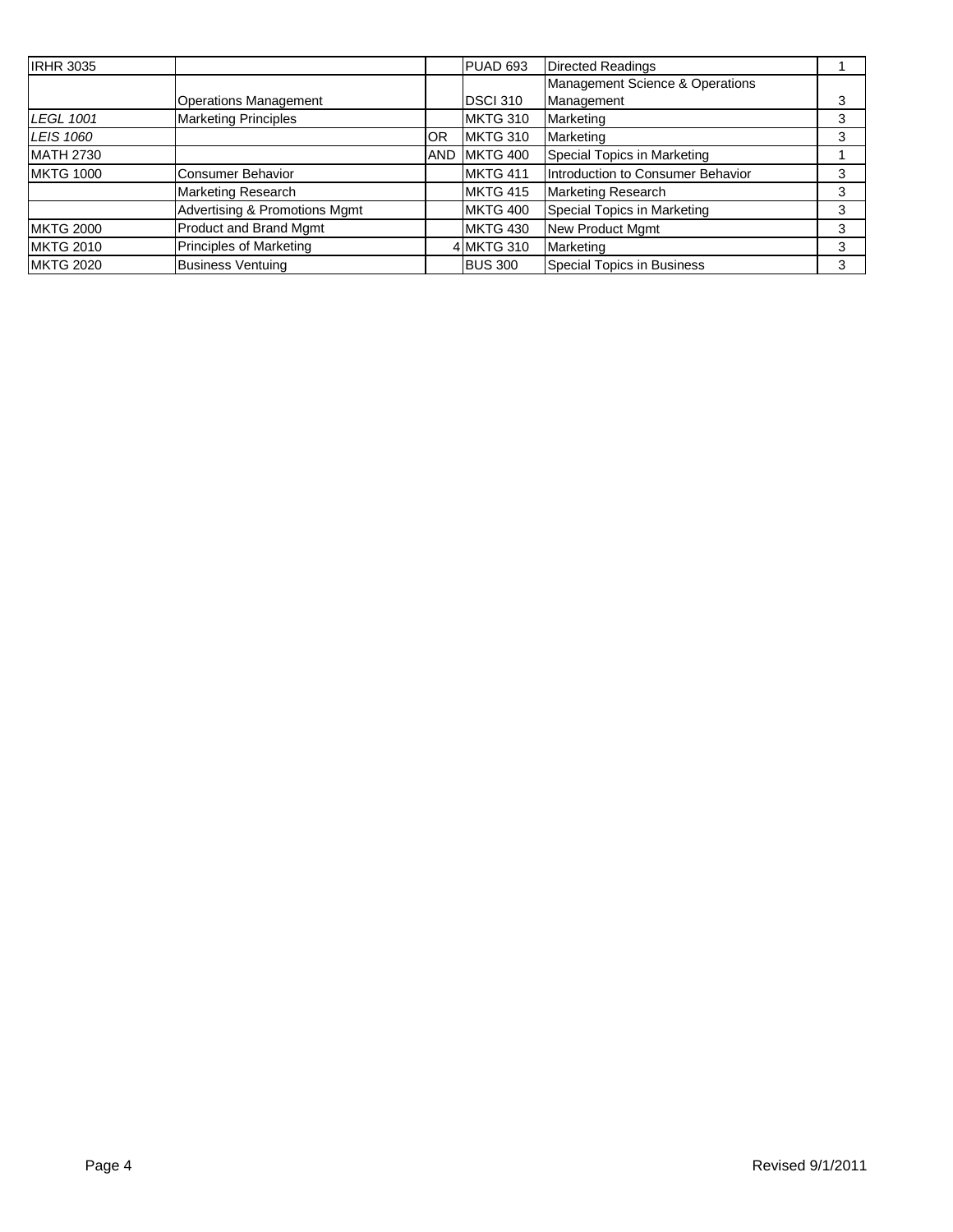| IRHR 3035 | | | PUAD 693 | Directed Readings | 1 |
|---|---|---|---|---|---|
| | Operations Management | | DSCI 310 | Management Science & Operations Management | 3 |
| *LEGL 1001* | Marketing Principles | | MKTG 310 | Marketing | 3 |
| *LEIS 1060* | | OR | MKTG 310 | Marketing | 3 |
| MATH 2730 | | AND | MKTG 400 | Special Topics in Marketing | 1 |
| MKTG 1000 | Consumer Behavior | | MKTG 411 | Introduction to Consumer Behavior | 3 |
| | Marketing Research | | MKTG 415 | Marketing Research | 3 |
| | Advertising & Promotions Mgmt | | MKTG 400 | Special Topics in Marketing | 3 |
| MKTG 2000 | Product and Brand Mgmt | | MKTG 430 | New Product Mgmt | 3 |
| MKTG 2010 | Principles of Marketing | 4 | MKTG 310 | Marketing | 3 |
| MKTG 2020 | Business Ventuing | | BUS 300 | Special Topics in Business | 3 |

Revised 9/1/2011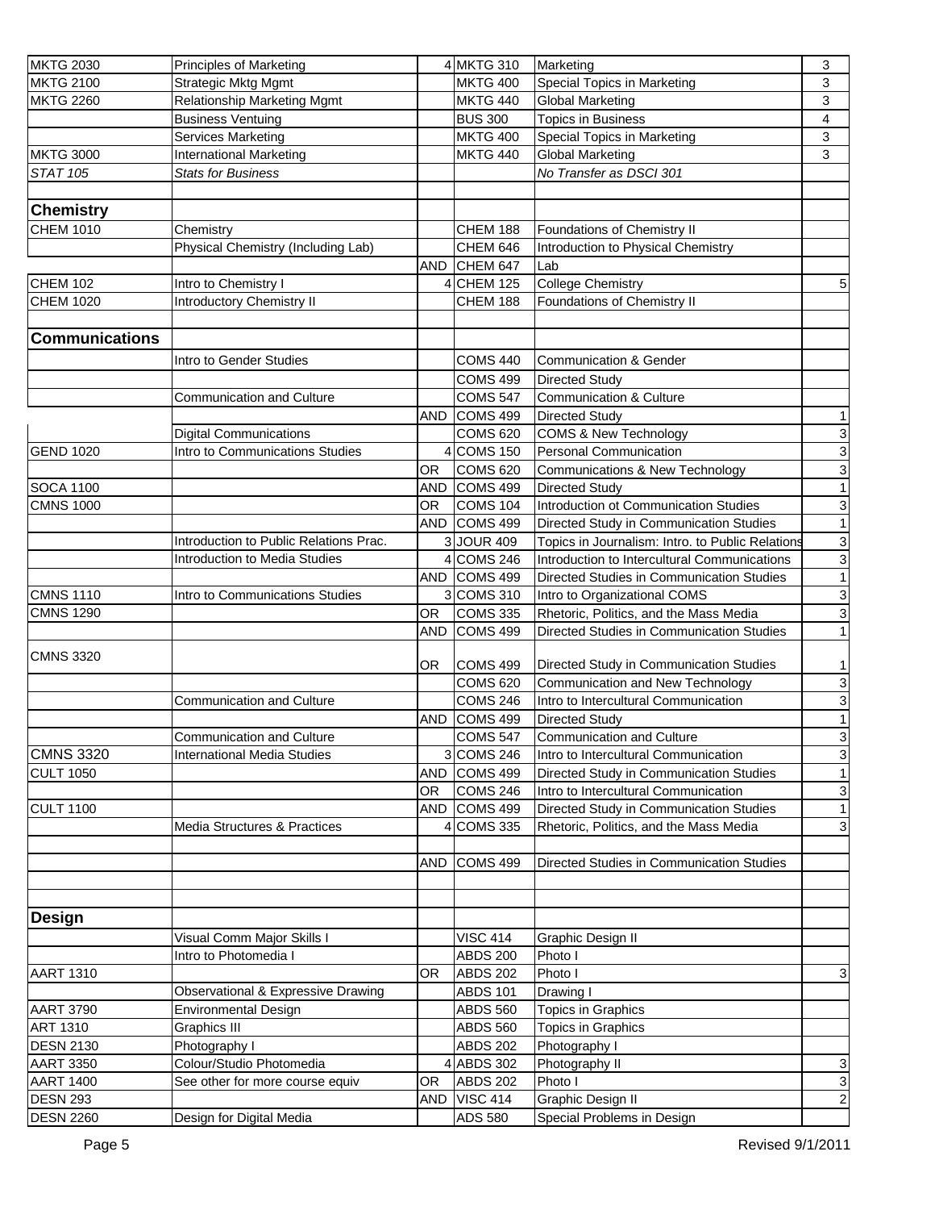| | | | | | |
|---|---|---|---|---|---|
| MKTG 2030 | Principles of Marketing | 4 | MKTG 310 | Marketing | 3 |
| MKTG 2100 | Strategic Mktg Mgmt | | MKTG 400 | Special Topics in Marketing | 3 |
| MKTG 2260 | Relationship Marketing Mgmt | | MKTG 440 | Global Marketing | 3 |
| | Business Ventuing | | BUS 300 | Topics in Business | 4 |
| | Services Marketing | | MKTG 400 | Special Topics in Marketing | 3 |
| MKTG 3000 | International Marketing | | MKTG 440 | Global Marketing | 3 |
| *STAT 105* | *Stats for Business* | | | *No Transfer as DSCI 301* | |
| | | | | | |
| **Chemistry** | | | | | |
| CHEM 1010 | Chemistry | | CHEM 188 | Foundations of Chemistry II | |
| | Physical Chemistry (Including Lab) | | CHEM 646 | Introduction to Physical Chemistry | |
| | | AND | CHEM 647 | Lab | |
| CHEM 102 | Intro to Chemistry I | 4 | CHEM 125 | College Chemistry | 5 |
| CHEM 1020 | Introductory Chemistry II | | CHEM 188 | Foundations of Chemistry II | |
| | | | | | |
| **Communications** | | | | | |
| | Intro to Gender Studies | | COMS 440 | Communication & Gender | |
| | | | COMS 499 | Directed Study | |
| | Communication and Culture | | COMS 547 | Communication & Culture | |
| | | AND | COMS 499 | Directed Study | 1 |
| | Digital Communications | | COMS 620 | COMS & New Technology | 3 |
| GEND 1020 | Intro to Communications Studies | 4 | COMS 150 | Personal Communication | 3 |
| | | OR | COMS 620 | Communications & New Technology | 3 |
| SOCA 1100 | | AND | COMS 499 | Directed Study | 1 |
| CMNS 1000 | | OR | COMS 104 | Introduction ot Communication Studies | 3 |
| | | AND | COMS 499 | Directed Study in Communication Studies | 1 |
| | Introduction to Public Relations Prac. | 3 | JOUR 409 | Topics in Journalism: Intro. to Public Relations | 3 |
| | Introduction to Media Studies | 4 | COMS 246 | Introduction to Intercultural Communications | 3 |
| | | AND | COMS 499 | Directed Studies in Communication Studies | 1 |
| CMNS 1110 | Intro to Communications Studies | 3 | COMS 310 | Intro to Organizational COMS | 3 |
| CMNS 1290 | | OR | COMS 335 | Rhetoric, Politics, and the Mass Media | 3 |
| | | AND | COMS 499 | Directed Studies in Communication Studies | 1 |
| CMNS 3320 | | OR | COMS 499 | Directed Study in Communication Studies | 1 |
| | | | COMS 620 | Communication and New Technology | 3 |
| | Communication and Culture | | COMS 246 | Intro to Intercultural Communication | 3 |
| | | AND | COMS 499 | Directed Study | 1 |
| | Communication and Culture | | COMS 547 | Communication and Culture | 3 |
| CMNS 3320 | International Media Studies | 3 | COMS 246 | Intro to Intercultural Communication | 3 |
| CULT 1050 | | AND | COMS 499 | Directed Study in Communication Studies | 1 |
| | | OR | COMS 246 | Intro to Intercultural Communication | 3 |
| CULT 1100 | | AND | COMS 499 | Directed Study in Communication Studies | 1 |
| | Media Structures & Practices | 4 | COMS 335 | Rhetoric, Politics, and the Mass Media | 3 |
| | | | | | |
| | | AND | COMS 499 | Directed Studies in Communication Studies | |
| | | | | | |
| | | | | | |
| **Design** | | | | | |
| | Visual Comm Major Skills I | | VISC 414 | Graphic Design II | |
| | Intro to Photomedia I | | ABDS 200 | Photo I | |
| AART 1310 | | OR | ABDS 202 | Photo I | 3 |
| | Observational & Expressive Drawing | | ABDS 101 | Drawing I | |
| AART 3790 | Environmental Design | | ABDS 560 | Topics in Graphics | |
| ART 1310 | Graphics III | | ABDS 560 | Topics in Graphics | |
| DESN 2130 | Photography I | | ABDS 202 | Photography I | |
| AART 3350 | Colour/Studio Photomedia | 4 | ABDS 302 | Photography II | 3 |
| AART 1400 | See other for more course equiv | OR | ABDS 202 | Photo I | 3 |
| DESN 293 | | AND | VISC 414 | Graphic Design II | 2 |
| DESN 2260 | Design for Digital Media | | ADS 580 | Special Problems in Design | |

Revised 9/1/2011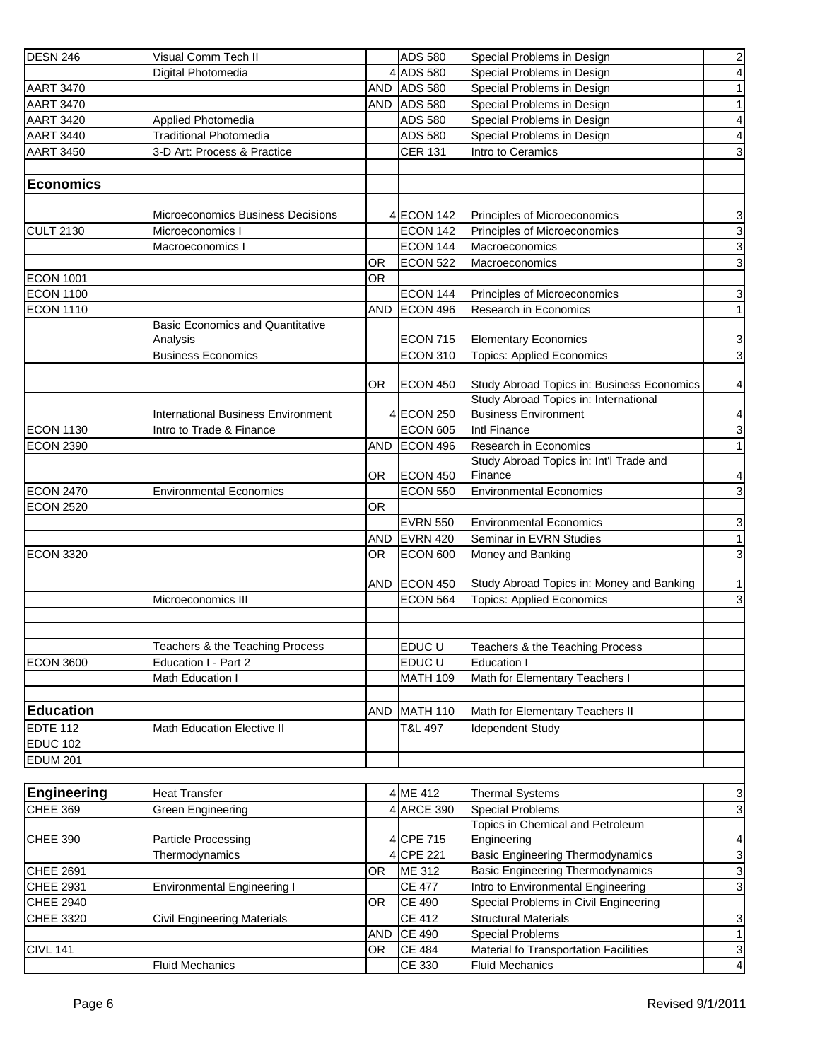| | | | | | |
|---|---|---|---|---|---|
| DESN 246 | Visual Comm Tech II | | ADS 580 | Special Problems in Design | 2 |
| | Digital Photomedia | 4 | ADS 580 | Special Problems in Design | 4 |
| AART 3470 | | AND | ADS 580 | Special Problems in Design | 1 |
| AART 3470 | | AND | ADS 580 | Special Problems in Design | 1 |
| AART 3420 | Applied Photomedia | | ADS 580 | Special Problems in Design | 4 |
| AART 3440 | Traditional Photomedia | | ADS 580 | Special Problems in Design | 4 |
| AART 3450 | 3-D Art: Process & Practice | | CER 131 | Intro to Ceramics | 3 |
| | | | | | |
| **Economics** | | | | | |
| | Microeconomics Business Decisions | 4 | ECON 142 | Principles of Microeconomics | 3 |
| CULT 2130 | Microeconomics I | | ECON 142 | Principles of Microeconomics | 3 |
| | Macroeconomics I | | ECON 144 | Macroeconomics | 3 |
| | | OR | ECON 522 | Macroeconomics | 3 |
| ECON 1001 | | OR | | | |
| ECON 1100 | | | ECON 144 | Principles of Microeconomics | 3 |
| ECON 1110 | | AND | ECON 496 | Research in Economics | 1 |
| | Basic Economics and Quantitative Analysis | | ECON 715 | Elementary Economics | 3 |
| | Business Economics | | ECON 310 | Topics: Applied Economics | 3 |
| | | OR | ECON 450 | Study Abroad Topics in: Business Economics | 4 |
| | International Business Environment | 4 | ECON 250 | Study Abroad Topics in: International Business Environment | 4 |
| ECON 1130 | Intro to Trade & Finance | | ECON 605 | Intl Finance | 3 |
| ECON 2390 | | AND | ECON 496 | Research in Economics | 1 |
| | | OR | ECON 450 | Study Abroad Topics in: Int'l Trade and Finance | 4 |
| ECON 2470 | Environmental Economics | | ECON 550 | Environmental Economics | 3 |
| ECON 2520 | | OR | | | |
| | | | EVRN 550 | Environmental Economics | 3 |
| | | AND | EVRN 420 | Seminar in EVRN Studies | 1 |
| ECON 3320 | | OR | ECON 600 | Money and Banking | 3 |
| | | AND | ECON 450 | Study Abroad Topics in: Money and Banking | 1 |
| | Microeconomics III | | ECON 564 | Topics: Applied Economics | 3 |
| | | | | | |
| | | | | | |
| | Teachers & the Teaching Process | | EDUC U | Teachers & the Teaching Process | |
| ECON 3600 | Education I - Part 2 | | EDUC U | Education I | |
| | Math Education I | | MATH 109 | Math for Elementary Teachers I | |
| | | | | | |
| **Education** | | AND | MATH 110 | Math for Elementary Teachers II | |
| EDTE 112 | Math Education Elective II | | T&L 497 | Idependent Study | |
| EDUC 102 | | | | | |
| EDUM 201 | | | | | |
| | | | | | |
| **Engineering** | Heat Transfer | 4 | ME 412 | Thermal Systems | 3 |
| CHEE 369 | Green Engineering | 4 | ARCE 390 | Special Problems | 3 |
| CHEE 390 | Particle Processing | 4 | CPE 715 | Topics in Chemical and Petroleum Engineering | 4 |
| | Thermodynamics | 4 | CPE 221 | Basic Engineering Thermodynamics | 3 |
| CHEE 2691 | | OR | ME 312 | Basic Engineering Thermodynamics | 3 |
| CHEE 2931 | Environmental Engineering I | | CE 477 | Intro to Environmental Engineering | 3 |
| CHEE 2940 | | OR | CE 490 | Special Problems in Civil Engineering | |
| CHEE 3320 | Civil Engineering Materials | | CE 412 | Structural Materials | 3 |
| | | AND | CE 490 | Special Problems | 1 |
| CIVL 141 | | OR | CE 484 | Material fo Transportation Facilities | 3 |
| | Fluid Mechanics | | CE 330 | Fluid Mechanics | 4 |

Revised 9/1/2011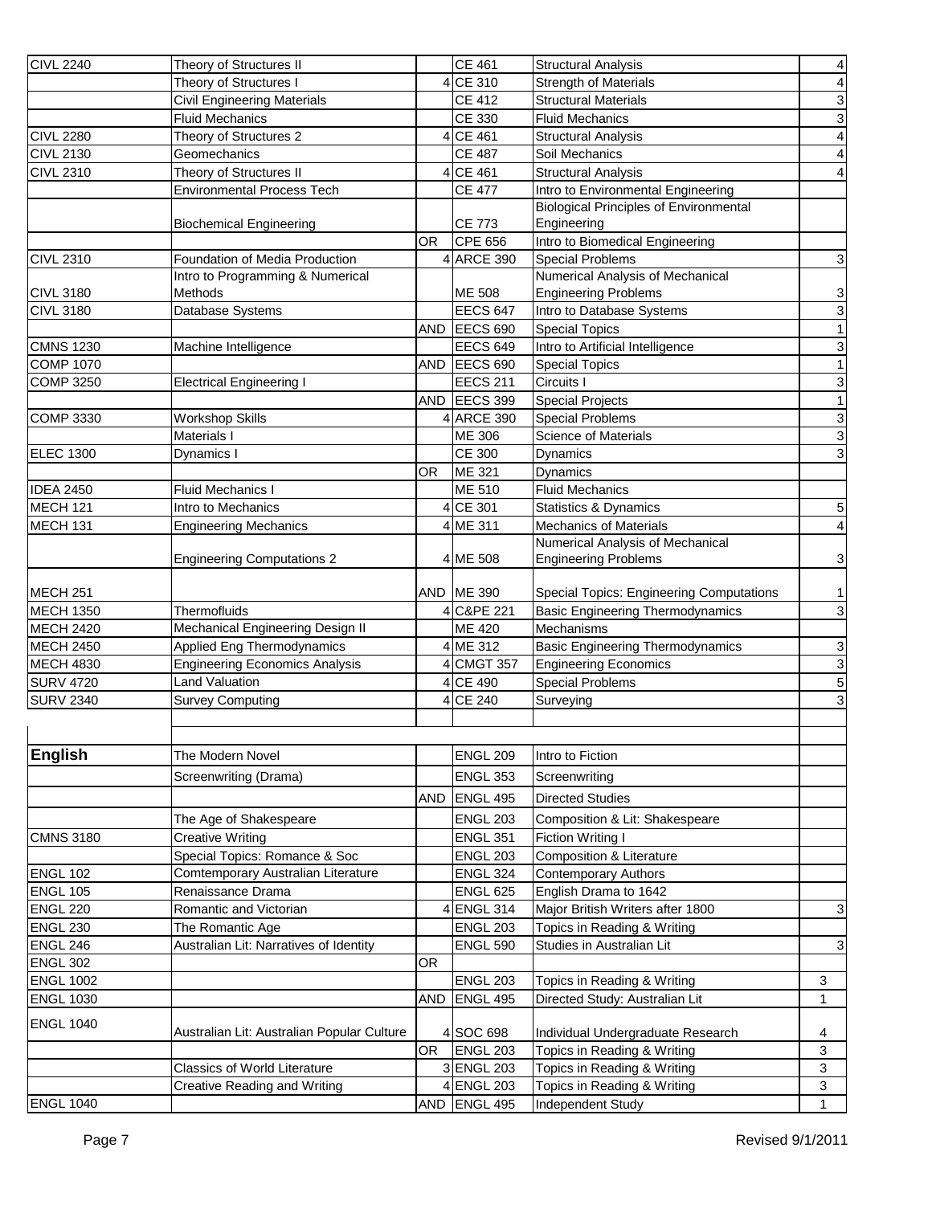| | | | | | |
|---|---|---|---|---|---|
| CIVL 2240 | Theory of Structures II | | CE 461 | Structural Analysis | 4 |
| | Theory of Structures I | 4 | CE 310 | Strength of Materials | 4 |
| | Civil Engineering Materials | | CE 412 | Structural Materials | 3 |
| | Fluid Mechanics | | CE 330 | Fluid Mechanics | 3 |
| CIVL 2280 | Theory of Structures 2 | 4 | CE 461 | Structural Analysis | 4 |
| CIVL 2130 | Geomechanics | | CE 487 | Soil Mechanics | 4 |
| CIVL 2310 | Theory of Structures II | 4 | CE 461 | Structural Analysis | 4 |
| | Environmental Process Tech | | CE 477 | Intro to Environmental Engineering | |
| | Biochemical Engineering | | CE 773 | Biological Principles of Environmental Engineering | |
| | | OR | CPE 656 | Intro to Biomedical Engineering | |
| CIVL 2310 | Foundation of Media Production | 4 | ARCE 390 | Special Problems | 3 |
| CIVL 3180 | Intro to Programming & Numerical Methods | | ME 508 | Numerical Analysis of Mechanical Engineering Problems | 3 |
| CIVL 3180 | Database Systems | | EECS 647 | Intro to Database Systems | 3 |
| | | AND | EECS 690 | Special Topics | 1 |
| CMNS 1230 | Machine Intelligence | | EECS 649 | Intro to Artificial Intelligence | 3 |
| COMP 1070 | | AND | EECS 690 | Special Topics | 1 |
| COMP 3250 | Electrical Engineering I | | EECS 211 | Circuits I | 3 |
| | | AND | EECS 399 | Special Projects | 1 |
| COMP 3330 | Workshop Skills | 4 | ARCE 390 | Special Problems | 3 |
| | Materials I | | ME 306 | Science of Materials | 3 |
| ELEC 1300 | Dynamics I | | CE 300 | Dynamics | 3 |
| | | OR | ME 321 | Dynamics | |
| IDEA 2450 | Fluid Mechanics I | | ME 510 | Fluid Mechanics | |
| MECH 121 | Intro to Mechanics | 4 | CE 301 | Statistics & Dynamics | 5 |
| MECH 131 | Engineering Mechanics | 4 | ME 311 | Mechanics of Materials | 4 |
| | Engineering Computations 2 | 4 | ME 508 | Numerical Analysis of Mechanical Engineering Problems | 3 |
| MECH 251 | | AND | ME 390 | Special Topics: Engineering Computations | 1 |
| MECH 1350 | Thermofluids | 4 | C&PE 221 | Basic Engineering Thermodynamics | 3 |
| MECH 2420 | Mechanical Engineering Design II | | ME 420 | Mechanisms | |
| MECH 2450 | Applied Eng Thermodynamics | 4 | ME 312 | Basic Engineering Thermodynamics | 3 |
| MECH 4830 | Engineering Economics Analysis | 4 | CMGT 357 | Engineering Economics | 3 |
| SURV 4720 | Land Valuation | 4 | CE 490 | Special Problems | 5 |
| SURV 2340 | Survey Computing | 4 | CE 240 | Surveying | 3 |
| | | | | | |
| **English** | The Modern Novel | | ENGL 209 | Intro to Fiction | |
| | Screenwriting (Drama) | | ENGL 353 | Screenwriting | |
| | | AND | ENGL 495 | Directed Studies | |
| | The Age of Shakespeare | | ENGL 203 | Composition & Lit: Shakespeare | |
| CMNS 3180 | Creative Writing | | ENGL 351 | Fiction Writing I | |
| | Special Topics: Romance & Soc | | ENGL 203 | Composition & Literature | |
| ENGL 102 | Comtemporary Australian Literature | | ENGL 324 | Contemporary Authors | |
| ENGL 105 | Renaissance Drama | | ENGL 625 | English Drama to 1642 | |
| ENGL 220 | Romantic and Victorian | 4 | ENGL 314 | Major British Writers after 1800 | 3 |
| ENGL 230 | The Romantic Age | | ENGL 203 | Topics in Reading & Writing | |
| ENGL 246 | Australian Lit: Narratives of Identity | | ENGL 590 | Studies in Australian Lit | 3 |
| ENGL 302 | | OR | | | |
| ENGL 1002 | | | ENGL 203 | Topics in Reading & Writing | 3 |
| ENGL 1030 | | AND | ENGL 495 | Directed Study: Australian Lit | 1 |
| ENGL 1040 | Australian Lit: Australian Popular Culture | 4 | SOC 698 | Individual Undergraduate Research | 4 |
| | | OR | ENGL 203 | Topics in Reading & Writing | 3 |
| | Classics of World Literature | 3 | ENGL 203 | Topics in Reading & Writing | 3 |
| | Creative Reading and Writing | 4 | ENGL 203 | Topics in Reading & Writing | 3 |
| ENGL 1040 | | AND | ENGL 495 | Independent Study | 1 |

Revised 9/1/2011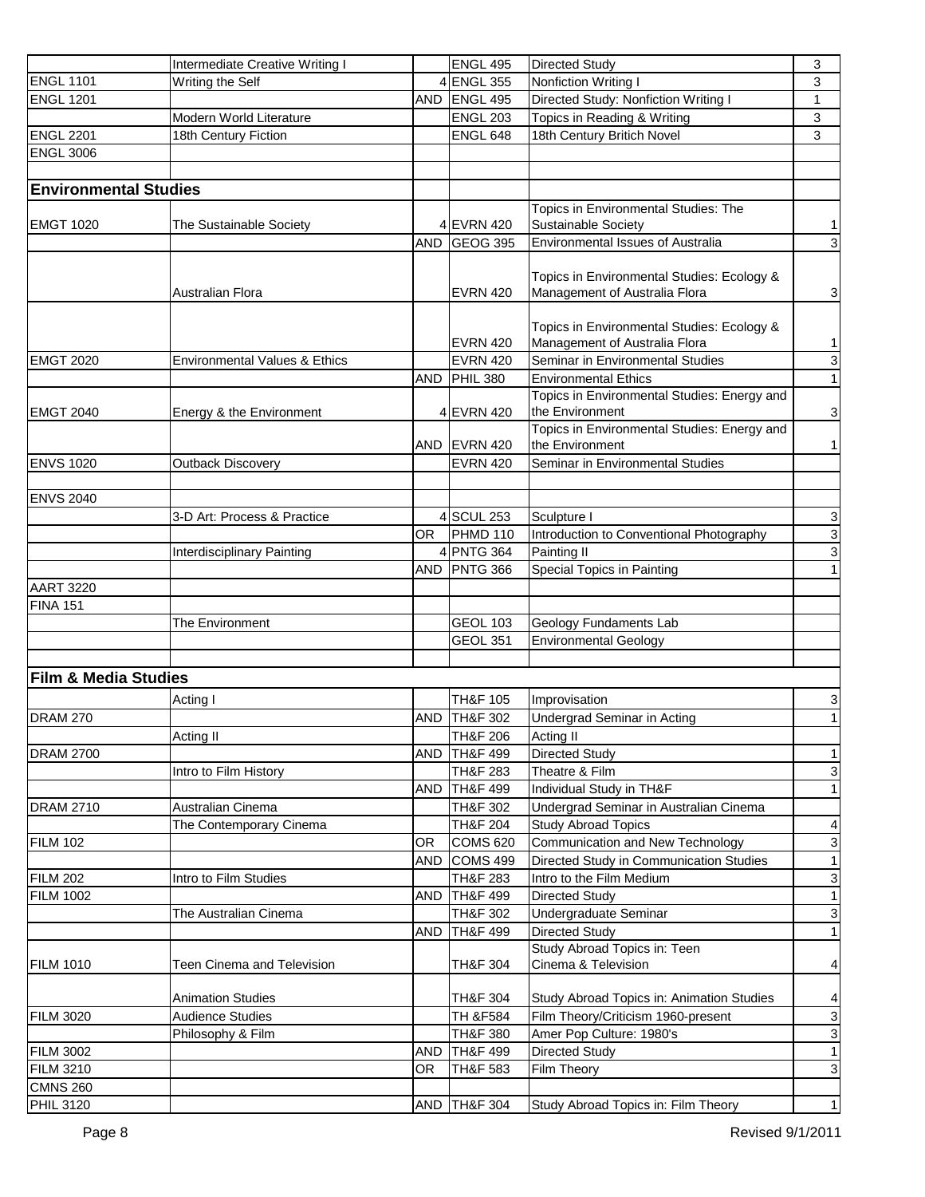| | | | | | |
|---|---|---|---|---|---|
| | Intermediate Creative Writing I | | ENGL 495 | Directed Study | 3 |
| ENGL 1101 | Writing the Self | 4 | ENGL 355 | Nonfiction Writing I | 3 |
| ENGL 1201 | | AND | ENGL 495 | Directed Study: Nonfiction Writing I | 1 |
| | Modern World Literature | | ENGL 203 | Topics in Reading & Writing | 3 |
| ENGL 2201 | 18th Century Fiction | | ENGL 648 | 18th Century Britich Novel | 3 |
| ENGL 3006 | | | | | |
| | | | | | |
| **Environmental Studies** | | | | | |
| EMGT 1020 | The Sustainable Society | 4 | EVRN 420 | Topics in Environmental Studies: The Sustainable Society | 1 |
| | | AND | GEOG 395 | Environmental Issues of Australia | 3 |
| | Australian Flora | | EVRN 420 | Topics in Environmental Studies: Ecology & Management of Australia Flora | 3 |
| | | | EVRN 420 | Topics in Environmental Studies: Ecology & Management of Australia Flora | 1 |
| EMGT 2020 | Environmental Values & Ethics | | EVRN 420 | Seminar in Environmental Studies | 3 |
| | | AND | PHIL 380 | Environmental Ethics | 1 |
| EMGT 2040 | Energy & the Environment | 4 | EVRN 420 | Topics in Environmental Studies: Energy and the Environment | 3 |
| | | AND | EVRN 420 | Topics in Environmental Studies: Energy and the Environment | 1 |
| ENVS 1020 | Outback Discovery | | EVRN 420 | Seminar in Environmental Studies | |
| | | | | | |
| ENVS 2040 | | | | | |
| | 3-D Art: Process & Practice | 4 | SCUL 253 | Sculpture I | 3 |
| | | OR | PHMD 110 | Introduction to Conventional Photography | 3 |
| | Interdisciplinary Painting | 4 | PNTG 364 | Painting II | 3 |
| | | AND | PNTG 366 | Special Topics in Painting | 1 |
| AART 3220 | | | | | |
| FINA 151 | | | | | |
| | The Environment | | GEOL 103 | Geology Fundaments Lab | |
| | | | GEOL 351 | Environmental Geology | |
| | | | | | |
| **Film & Media Studies** | | | | | |
| | Acting I | | TH&F 105 | Improvisation | 3 |
| DRAM 270 | | AND | TH&F 302 | Undergrad Seminar in Acting | 1 |
| | Acting II | | TH&F 206 | Acting II | |
| DRAM 2700 | | AND | TH&F 499 | Directed Study | 1 |
| | Intro to Film History | | TH&F 283 | Theatre & Film | 3 |
| | | AND | TH&F 499 | Individual Study in TH&F | 1 |
| DRAM 2710 | Australian Cinema | | TH&F 302 | Undergrad Seminar in Australian Cinema | |
| | The Contemporary Cinema | | TH&F 204 | Study Abroad Topics | 4 |
| FILM 102 | | OR | COMS 620 | Communication and New Technology | 3 |
| | | AND | COMS 499 | Directed Study in Communication Studies | 1 |
| FILM 202 | Intro to Film Studies | | TH&F 283 | Intro to the Film Medium | 3 |
| FILM 1002 | | AND | TH&F 499 | Directed Study | 1 |
| | The Australian Cinema | | TH&F 302 | Undergraduate Seminar | 3 |
| | | AND | TH&F 499 | Directed Study | 1 |
| FILM 1010 | Teen Cinema and Television | | TH&F 304 | Study Abroad Topics in: Teen Cinema & Television | 4 |
| | Animation Studies | | TH&F 304 | Study Abroad Topics in: Animation Studies | 4 |
| FILM 3020 | Audience Studies | | TH &F584 | Film Theory/Criticism 1960-present | 3 |
| | Philosophy & Film | | TH&F 380 | Amer Pop Culture: 1980's | 3 |
| FILM 3002 | | AND | TH&F 499 | Directed Study | 1 |
| FILM 3210 | | OR | TH&F 583 | Film Theory | 3 |
| CMNS 260 | | | | | |
| PHIL 3120 | | AND | TH&F 304 | Study Abroad Topics in: Film Theory | 1 |

Revised 9/1/2011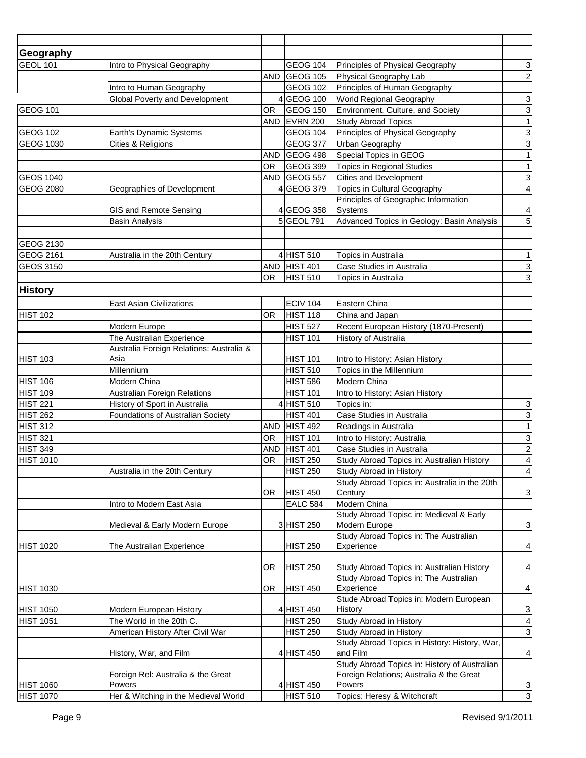| | | | | | |
|---|---|---|---|---|---|
| **Geography** | | | | | |
| GEOL 101 | Intro to Physical Geography | | GEOG 104 | Principles of Physical Geography | 3 |
| | | AND | GEOG 105 | Physical Geography Lab | 2 |
| | Intro to Human Geography | | GEOG 102 | Principles of Human Geography | |
| | Global Poverty and Development | 4 | GEOG 100 | World Regional Geography | 3 |
| GEOG 101 | | OR | GEOG 150 | Environment, Culture, and Society | 3 |
| | | AND | EVRN 200 | Study Abroad Topics | 1 |
| GEOG 102 | Earth's Dynamic Systems | | GEOG 104 | Principles of Physical Geography | 3 |
| GEOG 1030 | Cities & Religions | | GEOG 377 | Urban Geography | 3 |
| | | AND | GEOG 498 | Special Topics in GEOG | 1 |
| | | OR | GEOG 399 | Topics in Regional Studies | 1 |
| GEOS 1040 | | AND | GEOG 557 | Cities and Development | 3 |
| GEOG 2080 | Geographies of Development | 4 | GEOG 379 | Topics in Cultural Geography | 4 |
| | GIS and Remote Sensing | 4 | GEOG 358 | Principles of Geographic Information Systems | 4 |
| | Basin Analysis | 5 | GEOL 791 | Advanced Topics in Geology: Basin Analysis | 5 |
| | | | | | |
| GEOG 2130 | | | | | |
| GEOG 2161 | Australia in the 20th Century | 4 | HIST 510 | Topics in Australia | 1 |
| GEOS 3150 | | AND | HIST 401 | Case Studies in Australia | 3 |
| | | OR | HIST 510 | Topics in Australia | 3 |
| **History** | | | | | |
| | East Asian Civilizations | | ECIV 104 | Eastern China | |
| HIST 102 | | OR | HIST 118 | China and Japan | |
| | Modern Europe | | HIST 527 | Recent European History (1870-Present) | |
| | The Australian Experience | | HIST 101 | History of Australia | |
| HIST 103 | Australia Foreign Relations: Australia & Asia | | HIST 101 | Intro to History: Asian History | |
| | Millennium | | HIST 510 | Topics in the Millennium | |
| HIST 106 | Modern China | | HIST 586 | Modern China | |
| HIST 109 | Australian Foreign Relations | | HIST 101 | Intro to History: Asian History | |
| HIST 221 | History of Sport in Australia | 4 | HIST 510 | Topics in: | 3 |
| HIST 262 | Foundations of Australian Society | | HIST 401 | Case Studies in Australia | 3 |
| HIST 312 | | AND | HIST 492 | Readings in Australia | 1 |
| HIST 321 | | OR | HIST 101 | Intro to History: Australia | 3 |
| HIST 349 | | AND | HIST 401 | Case Studies in Australia | 2 |
| HIST 1010 | | OR | HIST 250 | Study Abroad Topics in: Australian History | 4 |
| | Australia in the 20th Century | | HIST 250 | Study Abroad in History | 4 |
| | | OR | HIST 450 | Study Abroad Topics in: Australia in the 20th Century | 3 |
| | Intro to Modern East Asia | | EALC 584 | Modern China | |
| | Medieval & Early Modern Europe | 3 | HIST 250 | Study Abroad Topisc in: Medieval & Early Modern Europe | 3 |
| HIST 1020 | The Australian Experience | | HIST 250 | Study Abroad Topics in: The Australian Experience | 4 |
| | | OR | HIST 250 | Study Abroad Topics in: Australian History | 4 |
| HIST 1030 | | OR | HIST 450 | Study Abroad Topics in: The Australian Experience | 4 |
| HIST 1050 | Modern European History | 4 | HIST 450 | Stude Abroad Topics in: Modern European History | 3 |
| HIST 1051 | The World in the 20th C. | | HIST 250 | Study Abroad in History | 4 |
| | American History After Civil War | | HIST 250 | Study Abroad in History | 3 |
| | History, War, and Film | 4 | HIST 450 | Study Abroad Topics in History: History, War, and Film | 4 |
| HIST 1060 | Foreign Rel: Australia & the Great Powers | 4 | HIST 450 | Study Abroad Topics in: History of Australian Foreign Relations; Australia & the Great Powers | 3 |
| HIST 1070 | Her & Witching in the Medieval World | | HIST 510 | Topics: Heresy & Witchcraft | 3 |

Revised 9/1/2011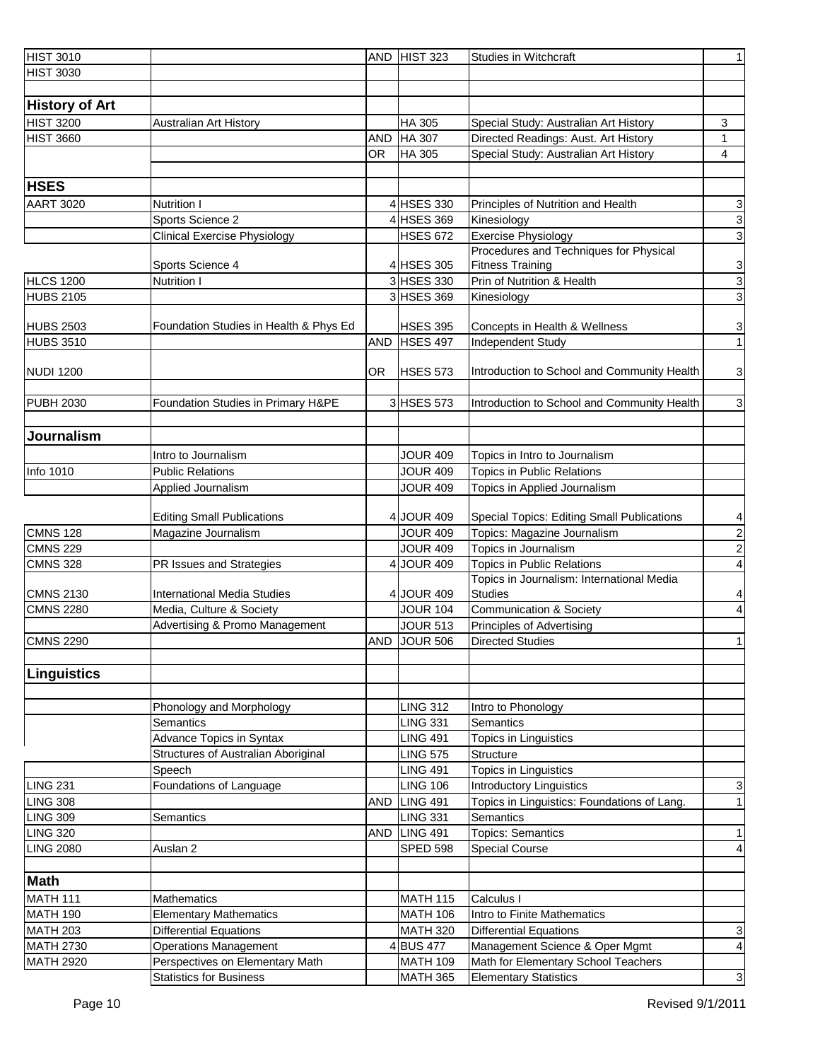| | | | | | |
|---|---|---|---|---|---|
| HIST 3010 | | AND | HIST 323 | Studies in Witchcraft | 1 |
| HIST 3030 | | | | | |
| | | | | | |
| **History of Art** | | | | | |
| HIST 3200 | Australian Art History | | HA 305 | Special Study: Australian Art History | 3 |
| HIST 3660 | | AND | HA 307 | Directed Readings: Aust. Art History | 1 |
| | | OR | HA 305 | Special Study: Australian Art History | 4 |
| | | | | | |
| **HSES** | | | | | |
| AART 3020 | Nutrition I | 4 | HSES 330 | Principles of Nutrition and Health | 3 |
| | Sports Science 2 | 4 | HSES 369 | Kinesiology | 3 |
| | Clinical Exercise Physiology | | HSES 672 | Exercise Physiology | 3 |
| | Sports Science 4 | 4 | HSES 305 | Procedures and Techniques for Physical Fitness Training | 3 |
| HLCS 1200 | Nutrition I | 3 | HSES 330 | Prin of Nutrition & Health | 3 |
| HUBS 2105 | | 3 | HSES 369 | Kinesiology | 3 |
| HUBS 2503 | Foundation Studies in Health & Phys Ed | | HSES 395 | Concepts in Health & Wellness | 3 |
| HUBS 3510 | | AND | HSES 497 | Independent Study | 1 |
| NUDI 1200 | | OR | HSES 573 | Introduction to School and Community Health | 3 |
| | | | | | |
| PUBH 2030 | Foundation Studies in Primary H&PE | 3 | HSES 573 | Introduction to School and Community Health | 3 |
| | | | | | |
| **Journalism** | | | | | |
| | Intro to Journalism | | JOUR 409 | Topics in Intro to Journalism | |
| Info 1010 | Public Relations | | JOUR 409 | Topics in Public Relations | |
| | Applied Journalism | | JOUR 409 | Topics in Applied Journalism | |
| | Editing Small Publications | 4 | JOUR 409 | Special Topics: Editing Small Publications | 4 |
| CMNS 128 | Magazine Journalism | | JOUR 409 | Topics: Magazine Journalism | 2 |
| CMNS 229 | | | JOUR 409 | Topics in Journalism | 2 |
| CMNS 328 | PR Issues and Strategies | 4 | JOUR 409 | Topics in Public Relations | 4 |
| CMNS 2130 | International Media Studies | 4 | JOUR 409 | Topics in Journalism: International Media Studies | 4 |
| CMNS 2280 | Media, Culture & Society | | JOUR 104 | Communication & Society | 4 |
| | Advertising & Promo Management | | JOUR 513 | Principles of Advertising | |
| CMNS 2290 | | AND | JOUR 506 | Directed Studies | 1 |
| | | | | | |
| **Linguistics** | | | | | |
| | | | | | |
| | Phonology and Morphology | | LING 312 | Intro to Phonology | |
| | Semantics | | LING 331 | Semantics | |
| | Advance Topics in Syntax | | LING 491 | Topics in Linguistics | |
| | Structures of Australian Aboriginal | | LING 575 | Structure | |
| | Speech | | LING 491 | Topics in Linguistics | |
| LING 231 | Foundations of Language | | LING 106 | Introductory Linguistics | 3 |
| LING 308 | | AND | LING 491 | Topics in Linguistics: Foundations of Lang. | 1 |
| LING 309 | Semantics | | LING 331 | Semantics | |
| LING 320 | | AND | LING 491 | Topics: Semantics | 1 |
| LING 2080 | Auslan 2 | | SPED 598 | Special Course | 4 |
| | | | | | |
| **Math** | | | | | |
| MATH 111 | Mathematics | | MATH 115 | Calculus I | |
| MATH 190 | Elementary Mathematics | | MATH 106 | Intro to Finite Mathematics | |
| MATH 203 | Differential Equations | | MATH 320 | Differential Equations | 3 |
| MATH 2730 | Operations Management | 4 | BUS 477 | Management Science & Oper Mgmt | 4 |
| MATH 2920 | Perspectives on Elementary Math | | MATH 109 | Math for Elementary School Teachers | |
| | Statistics for Business | | MATH 365 | Elementary Statistics | 3 |

Revised 9/1/2011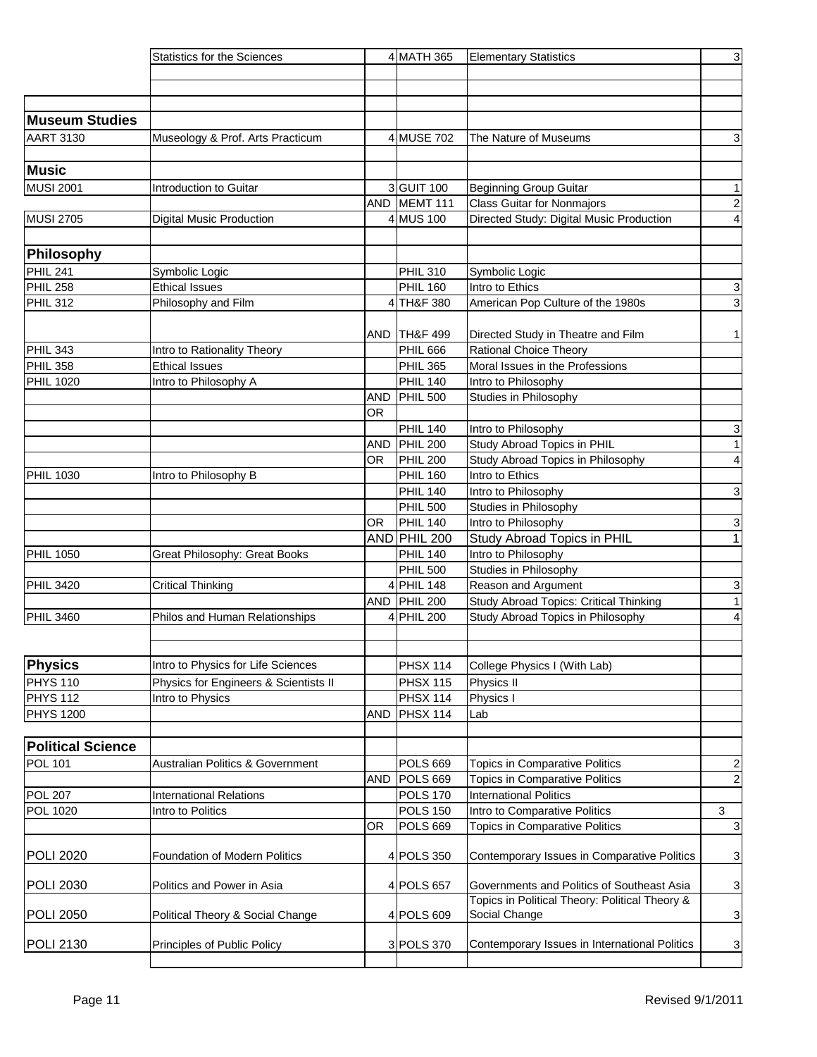| | | | | | |
|---|---|---|---|---|---|
| | Statistics for the Sciences | 4 | MATH 365 | Elementary Statistics | 3 |
| | | | | | |
| | | | | | |
| | | | | | |
| **Museum Studies** | | | | | |
| AART 3130 | Museology & Prof. Arts Practicum | 4 | MUSE 702 | The Nature of Museums | 3 |
| | | | | | |
| **Music** | | | | | |
| MUSI 2001 | Introduction to Guitar | 3 | GUIT 100 | Beginning Group Guitar | 1 |
| | | AND | MEMT 111 | Class Guitar for Nonmajors | 2 |
| MUSI 2705 | Digital Music Production | 4 | MUS 100 | Directed Study: Digital Music Production | 4 |
| | | | | | |
| **Philosophy** | | | | | |
| PHIL 241 | Symbolic Logic | | PHIL 310 | Symbolic Logic | |
| PHIL 258 | Ethical Issues | | PHIL 160 | Intro to Ethics | 3 |
| PHIL 312 | Philosophy and Film | 4 | TH&F 380 | American Pop Culture of the 1980s | 3 |
| | | AND | TH&F 499 | Directed Study in Theatre and Film | 1 |
| PHIL 343 | Intro to Rationality Theory | | PHIL 666 | Rational Choice Theory | |
| PHIL 358 | Ethical Issues | | PHIL 365 | Moral Issues in the Professions | |
| PHIL 1020 | Intro to Philosophy A | | PHIL 140 | Intro to Philosophy | |
| | | AND | PHIL 500 | Studies in Philosophy | |
| | | OR | | | |
| | | | PHIL 140 | Intro to Philosophy | 3 |
| | | AND | PHIL 200 | Study Abroad Topics in PHIL | 1 |
| | | OR | PHIL 200 | Study Abroad Topics in Philosophy | 4 |
| PHIL 1030 | Intro to Philosophy B | | PHIL 160 | Intro to Ethics | |
| | | | PHIL 140 | Intro to Philosophy | 3 |
| | | | PHIL 500 | Studies in Philosophy | |
| | | OR | PHIL 140 | Intro to Philosophy | 3 |
| | | AND | PHIL 200 | Study Abroad Topics in PHIL | 1 |
| PHIL 1050 | Great Philosophy: Great Books | | PHIL 140 | Intro to Philosophy | |
| | | | PHIL 500 | Studies in Philosophy | |
| PHIL 3420 | Critical Thinking | 4 | PHIL 148 | Reason and Argument | 3 |
| | | AND | PHIL 200 | Study Abroad Topics: Critical Thinking | 1 |
| PHIL 3460 | Philos and Human Relationships | 4 | PHIL 200 | Study Abroad Topics in Philosophy | 4 |
| | | | | | |
| | | | | | |
| **Physics** | Intro to Physics for Life Sciences | | PHSX 114 | College Physics I (With Lab) | |
| PHYS 110 | Physics for Engineers & Scientists II | | PHSX 115 | Physics II | |
| PHYS 112 | Intro to Physics | | PHSX 114 | Physics I | |
| PHYS 1200 | | AND | PHSX 114 | Lab | |
| | | | | | |
| **Political Science** | | | | | |
| POL 101 | Australian Politics & Government | | POLS 669 | Topics in Comparative Politics | 2 |
| | | AND | POLS 669 | Topics in Comparative Politics | 2 |
| POL 207 | International Relations | | POLS 170 | International Politics | |
| POL 1020 | Intro to Politics | | POLS 150 | Intro to Comparative Politics | 3 |
| | | OR | POLS 669 | Topics in Comparative Politics | 3 |
| POLI 2020 | Foundation of Modern Politics | 4 | POLS 350 | Contemporary Issues in Comparative Politics | 3 |
| POLI 2030 | Politics and Power in Asia | 4 | POLS 657 | Governments and Politics of Southeast Asia | 3 |
| POLI 2050 | Political Theory & Social Change | 4 | POLS 609 | Topics in Political Theory: Political Theory & Social Change | 3 |
| POLI 2130 | Principles of Public Policy | 3 | POLS 370 | Contemporary Issues in International Politics | 3 |
| | | | | | |

Revised 9/1/2011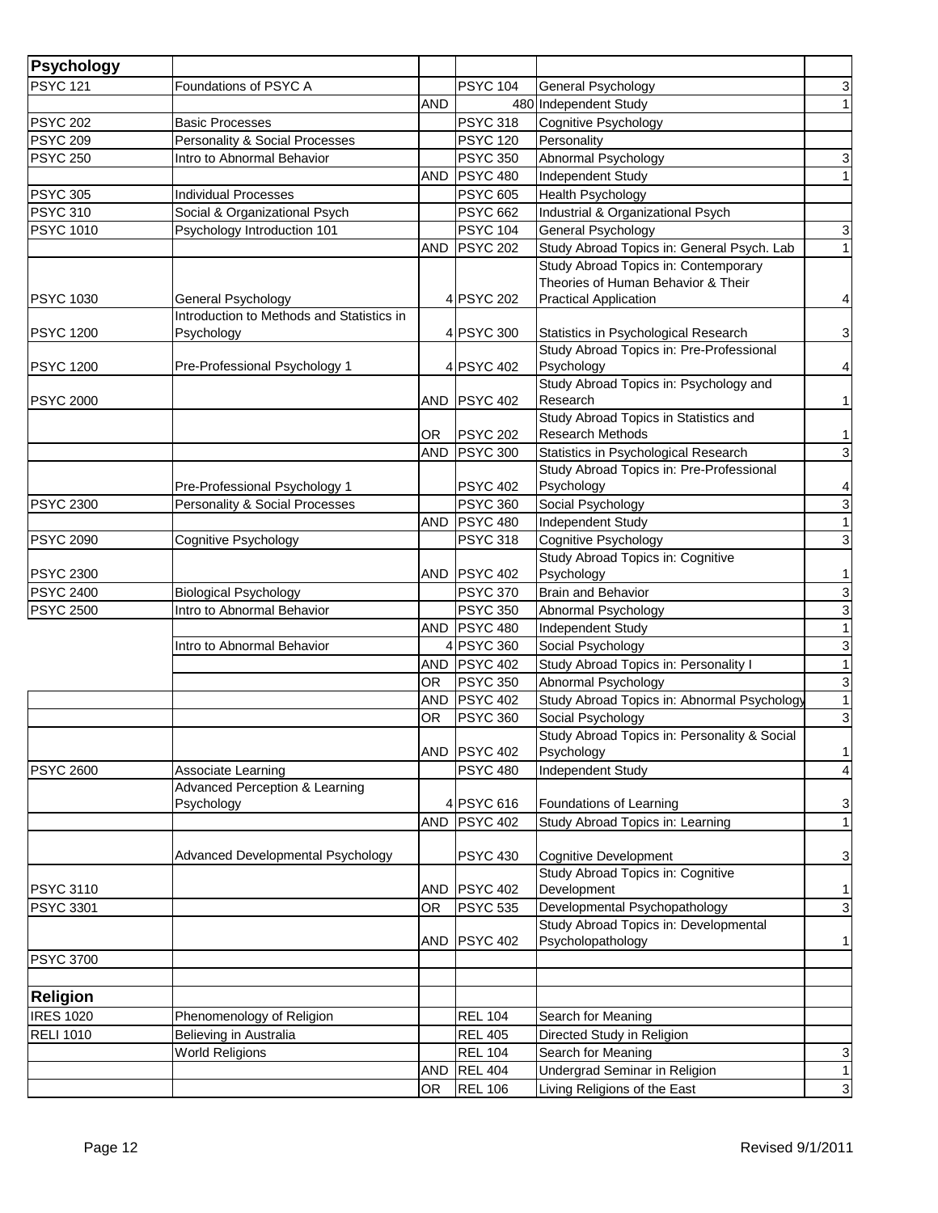| Psychology | | | | | |
|---|---|---|---|---|---|
| PSYC 121 | Foundations of PSYC A | | PSYC 104 | General Psychology | 3 |
| | | AND | 480 | Independent Study | 1 |
| PSYC 202 | Basic Processes | | PSYC 318 | Cognitive Psychology | |
| PSYC 209 | Personality & Social Processes | | PSYC 120 | Personality | |
| PSYC 250 | Intro to Abnormal Behavior | | PSYC 350 | Abnormal Psychology | 3 |
| | | AND | PSYC 480 | Independent Study | 1 |
| PSYC 305 | Individual Processes | | PSYC 605 | Health Psychology | |
| PSYC 310 | Social & Organizational Psych | | PSYC 662 | Industrial & Organizational Psych | |
| PSYC 1010 | Psychology Introduction 101 | | PSYC 104 | General Psychology | 3 |
| | | AND | PSYC 202 | Study Abroad Topics in: General Psych. Lab | 1 |
| PSYC 1030 | General Psychology | 4 | PSYC 202 | Study Abroad Topics in: Contemporary Theories of Human Behavior & Their Practical Application | 4 |
| PSYC 1200 | Introduction to Methods and Statistics in Psychology | 4 | PSYC 300 | Statistics in Psychological Research | 3 |
| PSYC 1200 | Pre-Professional Psychology 1 | 4 | PSYC 402 | Study Abroad Topics in: Pre-Professional Psychology | 4 |
| PSYC 2000 | | AND | PSYC 402 | Study Abroad Topics in: Psychology and Research | 1 |
| | | OR | PSYC 202 | Study Abroad Topics in Statistics and Research Methods | 1 |
| | | AND | PSYC 300 | Statistics in Psychological Research | 3 |
| | Pre-Professional Psychology 1 | | PSYC 402 | Study Abroad Topics in: Pre-Professional Psychology | 4 |
| PSYC 2300 | Personality & Social Processes | | PSYC 360 | Social Psychology | 3 |
| | | AND | PSYC 480 | Independent Study | 1 |
| PSYC 2090 | Cognitive Psychology | | PSYC 318 | Cognitive Psychology | 3 |
| PSYC 2300 | | AND | PSYC 402 | Study Abroad Topics in: Cognitive Psychology | 1 |
| PSYC 2400 | Biological Psychology | | PSYC 370 | Brain and Behavior | 3 |
| PSYC 2500 | Intro to Abnormal Behavior | | PSYC 350 | Abnormal Psychology | 3 |
| | | AND | PSYC 480 | Independent Study | 1 |
| | Intro to Abnormal Behavior | 4 | PSYC 360 | Social Psychology | 3 |
| | | AND | PSYC 402 | Study Abroad Topics in: Personality I | 1 |
| | | OR | PSYC 350 | Abnormal Psychology | 3 |
| | | AND | PSYC 402 | Study Abroad Topics in: Abnormal Psychology | 1 |
| | | OR | PSYC 360 | Social Psychology | 3 |
| | | AND | PSYC 402 | Study Abroad Topics in: Personality & Social Psychology | 1 |
| PSYC 2600 | Associate Learning | | PSYC 480 | Independent Study | 4 |
| | Advanced Perception & Learning Psychology | 4 | PSYC 616 | Foundations of Learning | 3 |
| | | AND | PSYC 402 | Study Abroad Topics in: Learning | 1 |
| | Advanced Developmental Psychology | | PSYC 430 | Cognitive Development | 3 |
| PSYC 3110 | | AND | PSYC 402 | Study Abroad Topics in: Cognitive Development | 1 |
| PSYC 3301 | | OR | PSYC 535 | Developmental Psychopathology | 3 |
| | | AND | PSYC 402 | Study Abroad Topics in: Developmental Psycholopathology | 1 |
| PSYC 3700 | | | | | |
| | | | | | |
| **Religion** | | | | | |
| IRES 1020 | Phenomenology of Religion | | REL 104 | Search for Meaning | |
| RELI 1010 | Believing in Australia | | REL 405 | Directed Study in Religion | |
| | World Religions | | REL 104 | Search for Meaning | 3 |
| | | AND | REL 404 | Undergrad Seminar in Religion | 1 |
| | | OR | REL 106 | Living Religions of the East | 3 |

Revised 9/1/2011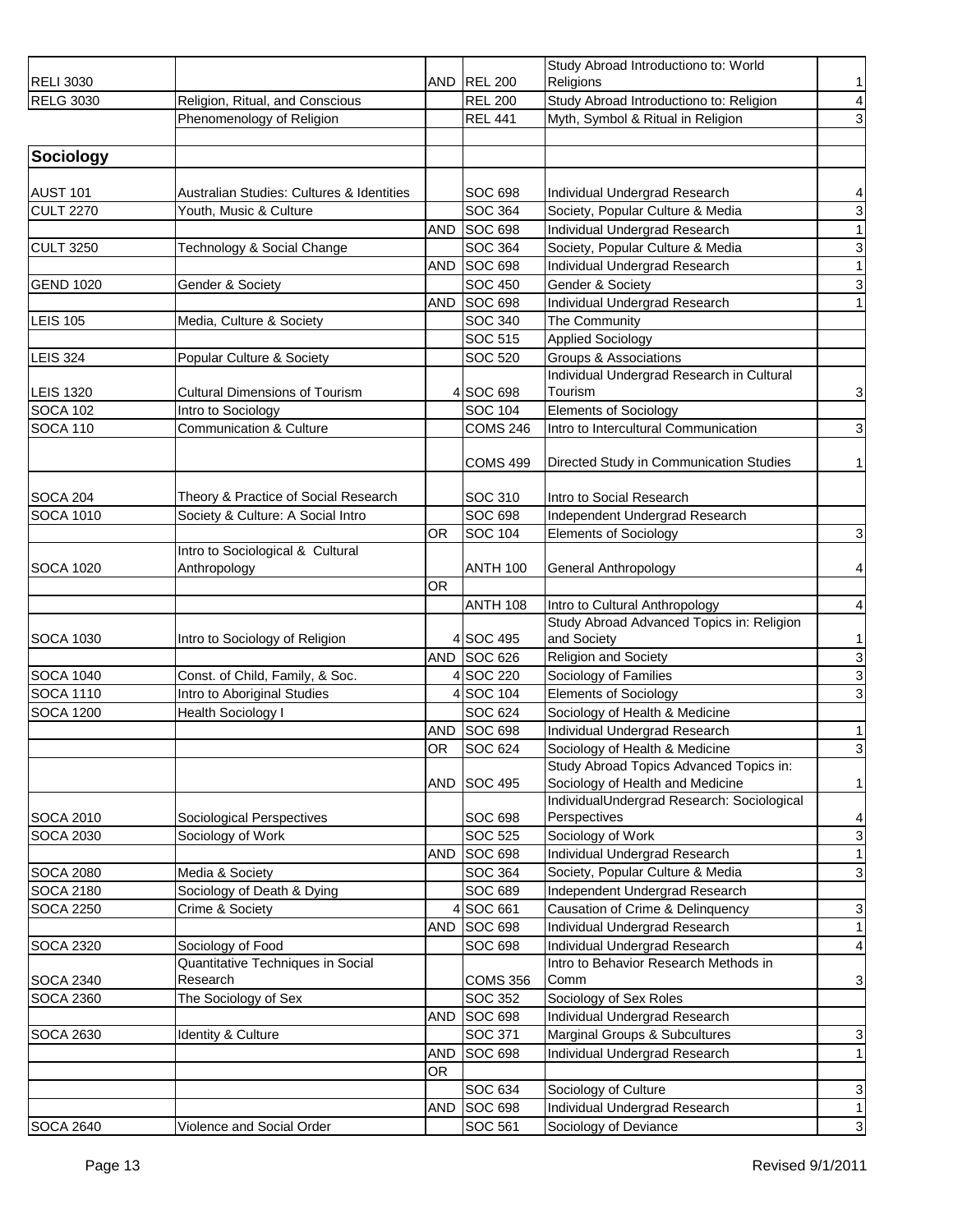| | | | | | |
|---|---|---|---|---|---|
| RELI 3030 | | AND | REL 200 | Study Abroad Introductiono to: World Religions | 1 |
| RELG 3030 | Religion, Ritual, and Conscious | | REL 200 | Study Abroad Introductiono to: Religion | 4 |
| | Phenomenology of Religion | | REL 441 | Myth, Symbol & Ritual in Religion | 3 |
| | | | | | |
| **Sociology** | | | | | |
| AUST 101 | Australian Studies: Cultures & Identities | | SOC 698 | Individual Undergrad Research | 4 |
| CULT 2270 | Youth, Music & Culture | | SOC 364 | Society, Popular Culture & Media | 3 |
| | | AND | SOC 698 | Individual Undergrad Research | 1 |
| CULT 3250 | Technology & Social Change | | SOC 364 | Society, Popular Culture & Media | 3 |
| | | AND | SOC 698 | Individual Undergrad Research | 1 |
| GEND 1020 | Gender & Society | | SOC 450 | Gender & Society | 3 |
| | | AND | SOC 698 | Individual Undergrad Research | 1 |
| LEIS 105 | Media, Culture & Society | | SOC 340 | The Community | |
| | | | SOC 515 | Applied Sociology | |
| LEIS 324 | Popular Culture & Society | | SOC 520 | Groups & Associations | |
| LEIS 1320 | Cultural Dimensions of Tourism | 4 | SOC 698 | Individual Undergrad Research in Cultural Tourism | 3 |
| SOCA 102 | Intro to Sociology | | SOC 104 | Elements of Sociology | |
| SOCA 110 | Communication & Culture | | COMS 246 | Intro to Intercultural Communication | 3 |
| | | | COMS 499 | Directed Study in Communication Studies | 1 |
| SOCA 204 | Theory & Practice of Social Research | | SOC 310 | Intro to Social Research | |
| SOCA 1010 | Society & Culture: A Social Intro | | SOC 698 | Independent Undergrad Research | |
| | | OR | SOC 104 | Elements of Sociology | 3 |
| SOCA 1020 | Intro to Sociological & Cultural Anthropology | | ANTH 100 | General Anthropology | 4 |
| | | OR | | | |
| | | | ANTH 108 | Intro to Cultural Anthropology | 4 |
| SOCA 1030 | Intro to Sociology of Religion | 4 | SOC 495 | Study Abroad Advanced Topics in: Religion and Society | 1 |
| | | AND | SOC 626 | Religion and Society | 3 |
| SOCA 1040 | Const. of Child, Family, & Soc. | 4 | SOC 220 | Sociology of Families | 3 |
| SOCA 1110 | Intro to Aboriginal Studies | 4 | SOC 104 | Elements of Sociology | 3 |
| SOCA 1200 | Health Sociology I | | SOC 624 | Sociology of Health & Medicine | |
| | | AND | SOC 698 | Individual Undergrad Research | 1 |
| | | OR | SOC 624 | Sociology of Health & Medicine | 3 |
| | | AND | SOC 495 | Study Abroad Topics Advanced Topics in: Sociology of Health and Medicine | 1 |
| SOCA 2010 | Sociological Perspectives | | SOC 698 | IndividualUndergrad Research: Sociological Perspectives | 4 |
| SOCA 2030 | Sociology of Work | | SOC 525 | Sociology of Work | 3 |
| | | AND | SOC 698 | Individual Undergrad Research | 1 |
| SOCA 2080 | Media & Society | | SOC 364 | Society, Popular Culture & Media | 3 |
| SOCA 2180 | Sociology of Death & Dying | | SOC 689 | Independent Undergrad Research | |
| SOCA 2250 | Crime & Society | 4 | SOC 661 | Causation of Crime & Delinquency | 3 |
| | | AND | SOC 698 | Individual Undergrad Research | 1 |
| SOCA 2320 | Sociology of Food | | SOC 698 | Individual Undergrad Research | 4 |
| SOCA 2340 | Quantitative Techniques in Social Research | | COMS 356 | Intro to Behavior Research Methods in Comm | 3 |
| SOCA 2360 | The Sociology of Sex | | SOC 352 | Sociology of Sex Roles | |
| | | AND | SOC 698 | Individual Undergrad Research | |
| SOCA 2630 | Identity & Culture | | SOC 371 | Marginal Groups & Subcultures | 3 |
| | | AND | SOC 698 | Individual Undergrad Research | 1 |
| | | OR | | | |
| | | | SOC 634 | Sociology of Culture | 3 |
| | | AND | SOC 698 | Individual Undergrad Research | 1 |
| SOCA 2640 | Violence and Social Order | | SOC 561 | Sociology of Deviance | 3 |

Revised 9/1/2011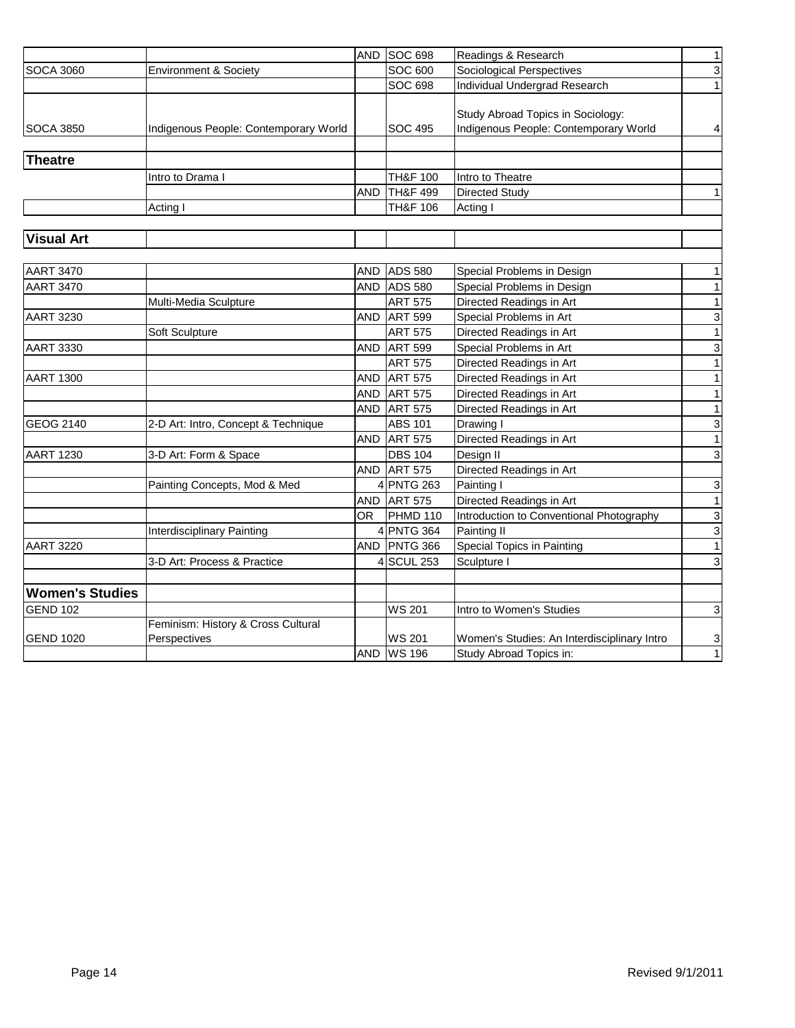| | | | | | |
|---|---|---|---|---|---|
| | | AND | SOC 698 | Readings & Research | 1 |
| SOCA 3060 | Environment & Society | | SOC 600 | Sociological Perspectives | 3 |
| | | | SOC 698 | Individual Undergrad Research | 1 |
| SOCA 3850 | Indigenous People: Contemporary World | | SOC 495 | Study Abroad Topics in Sociology: Indigenous People: Contemporary World | 4 |
| | | | | | |
| **Theatre** | | | | | |
| | Intro to Drama I | | TH&F 100 | Intro to Theatre | |
| | | AND | TH&F 499 | Directed Study | 1 |
| | Acting I | | TH&F 106 | Acting I | |
| | | | | | |
| **Visual Art** | | | | | |
| | | | | | |
| AART 3470 | | AND | ADS 580 | Special Problems in Design | 1 |
| AART 3470 | | AND | ADS 580 | Special Problems in Design | 1 |
| | Multi-Media Sculpture | | ART 575 | Directed Readings in Art | 1 |
| AART 3230 | | AND | ART 599 | Special Problems in Art | 3 |
| | Soft Sculpture | | ART 575 | Directed Readings in Art | 1 |
| AART 3330 | | AND | ART 599 | Special Problems in Art | 3 |
| | | | ART 575 | Directed Readings in Art | 1 |
| AART 1300 | | AND | ART 575 | Directed Readings in Art | 1 |
| | | AND | ART 575 | Directed Readings in Art | 1 |
| | | AND | ART 575 | Directed Readings in Art | 1 |
| GEOG 2140 | 2-D Art: Intro, Concept & Technique | | ABS 101 | Drawing I | 3 |
| | | AND | ART 575 | Directed Readings in Art | 1 |
| AART 1230 | 3-D Art: Form & Space | | DBS 104 | Design II | 3 |
| | | AND | ART 575 | Directed Readings in Art | |
| | Painting Concepts, Mod & Med | 4 | PNTG 263 | Painting I | 3 |
| | | AND | ART 575 | Directed Readings in Art | 1 |
| | | OR | PHMD 110 | Introduction to Conventional Photography | 3 |
| | Interdisciplinary Painting | 4 | PNTG 364 | Painting II | 3 |
| AART 3220 | | AND | PNTG 366 | Special Topics in Painting | 1 |
| | 3-D Art: Process & Practice | 4 | SCUL 253 | Sculpture I | 3 |
| | | | | | |
| **Women's Studies** | | | | | |
| GEND 102 | | | WS 201 | Intro to Women's Studies | 3 |
| GEND 1020 | Feminism: History & Cross Cultural Perspectives | | WS 201 | Women's Studies: An Interdisciplinary Intro | 3 |
| | | AND | WS 196 | Study Abroad Topics in: | 1 |

Revised 9/1/2011